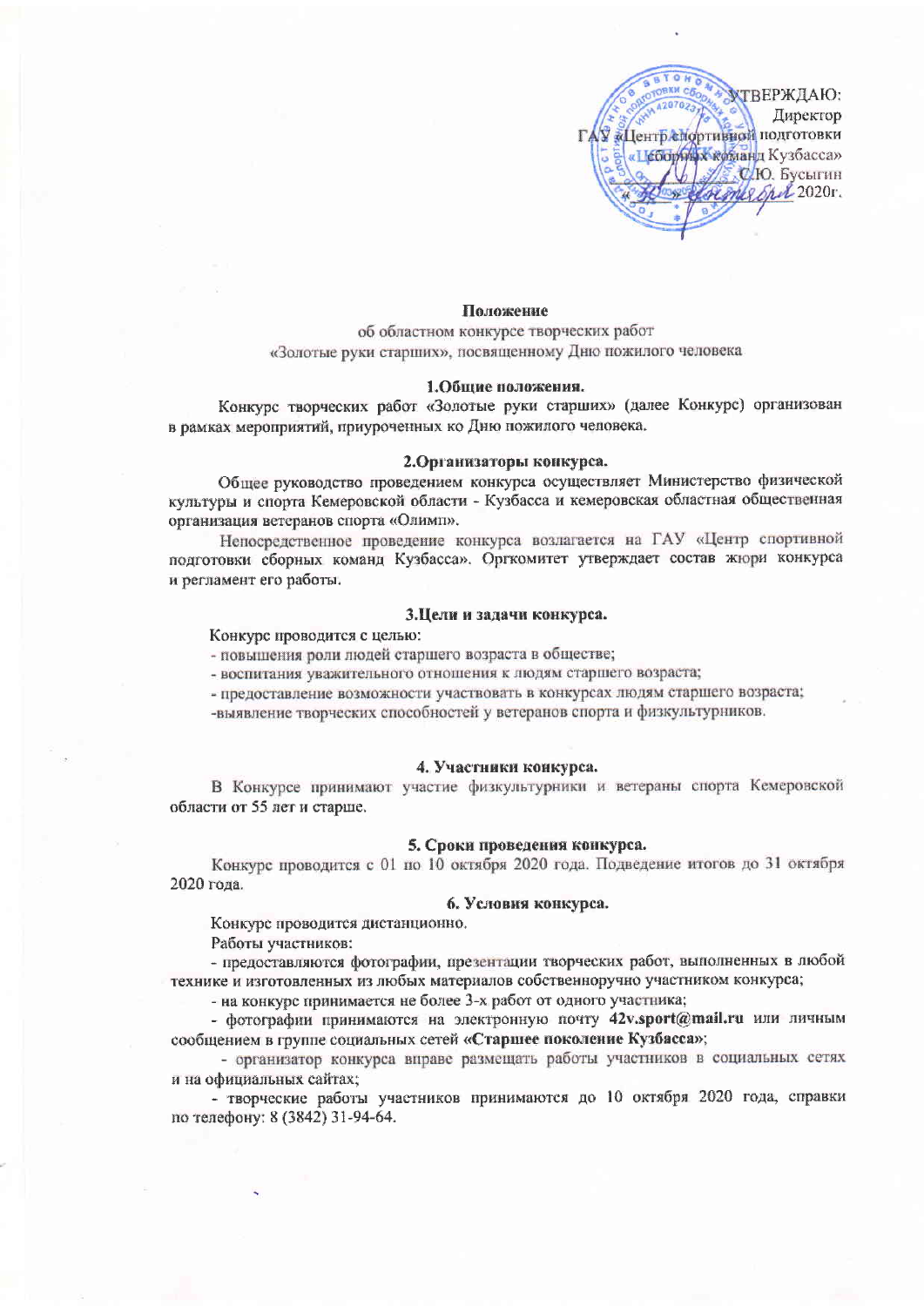УТВЕРЖДАЮ:
Директор
ГАУ «Центр спортивной подготовки
сборных команд Кузбасса»
С.Ю. Бусыгин
« 30 » сентября 2020г.

**Положение**

об областном конкурсе творческих работ
«Золотые руки старших», посвященному Дню пожилого человека

**1.Общие положения.**

Конкурс творческих работ «Золотые руки старших» (далее Конкурс) организован в рамках мероприятий, приуроченных ко Дню пожилого человека.

**2.Организаторы конкурса.**

Общее руководство проведением конкурса осуществляет Министерство физической культуры и спорта Кемеровской области - Кузбасса и кемеровская областная общественная организация ветеранов спорта «Олимп».

Непосредственное проведение конкурса возлагается на ГАУ «Центр спортивной подготовки сборных команд Кузбасса». Оргкомитет утверждает состав жюри конкурса и регламент его работы.

**3.Цели и задачи конкурса.**

Конкурс проводится с целью:

- повышения роли людей старшего возраста в обществе;
- воспитания уважительного отношения к людям старшего возраста;
- предоставление возможности участвовать в конкурсах людям старшего возраста;
- выявление творческих способностей у ветеранов спорта и физкультурников.

**4. Участники конкурса.**

В Конкурсе принимают участие физкультурники и ветераны спорта Кемеровской области от 55 лет и старше.

**5. Сроки проведения конкурса.**

Конкурс проводится с 01 по 10 октября 2020 года. Подведение итогов до 31 октября 2020 года.

**6. Условия конкурса.**

Конкурс проводится дистанционно.

Работы участников:

- предоставляются фотографии, презентации творческих работ, выполненных в любой технике и изготовленных из любых материалов собственноручно участником конкурса;
- на конкурс принимается не более 3-х работ от одного участника;
- фотографии принимаются на электронную почту **42v.sport@mail.ru** или личным сообщением в группе социальных сетей **«Старшее поколение Кузбасса»**;
- организатор конкурса вправе размещать работы участников в социальных сетях и на официальных сайтах;
- творческие работы участников принимаются до 10 октября 2020 года, справки по телефону: 8 (3842) 31-94-64.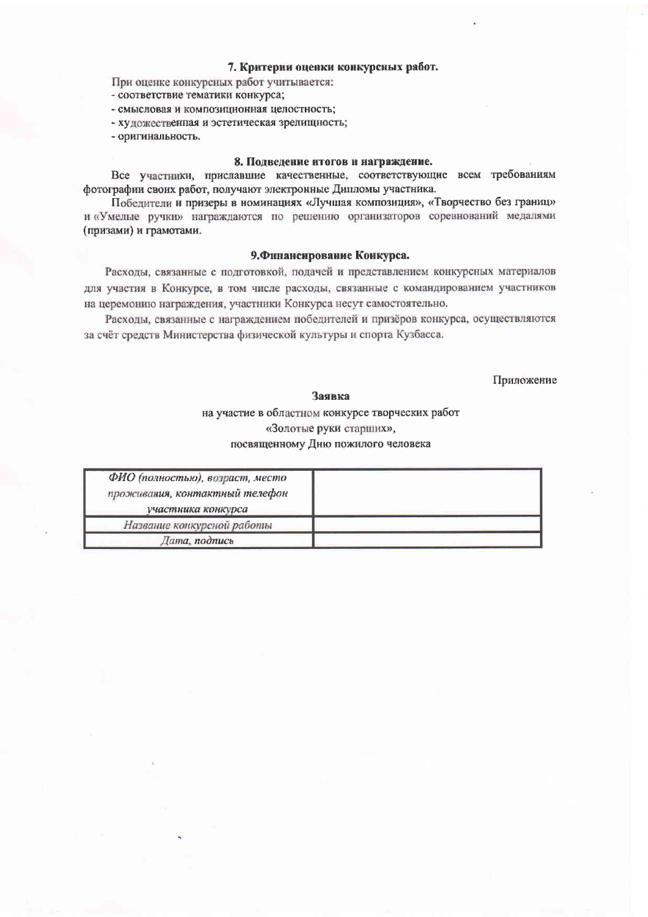### 7. Критерии оценки конкурсных работ.

При оценке конкурсных работ учитывается:
- соответствие тематики конкурса;
- смысловая и композиционная целостность;
- художественная и эстетическая зрелищность;
- оригинальность.

### 8. Подведение итогов и награждение.

Все участники, приславшие качественные, соответствующие всем требованиям фотографии своих работ, получают электронные Дипломы участника.

Победители и призеры в номинациях «Лучшая композиция», «Творчество без границ» и «Умелые ручки» награждаются по решению организаторов соревнований медалями (призами) и грамотами.

### 9.Финансирование Конкурса.

Расходы, связанные с подготовкой, подачей и представлением конкурсных материалов для участия в Конкурсе, в том числе расходы, связанные с командированием участников на церемонию награждения, участники Конкурса несут самостоятельно.

Расходы, связанные с награждением победителей и призёров конкурса, осуществляются за счёт средств Министерства физической культуры и спорта Кузбасса.

Приложение

**Заявка**

на участие в областном конкурсе творческих работ «Золотые руки старших», посвященному Дню пожилого человека

| | |
|---|---|
| *ФИО (полностью), возраст, место проживания, контактный телефон участника конкурса* | |
| *Название конкурсной работы* | |
| *Дата, подпись* | |